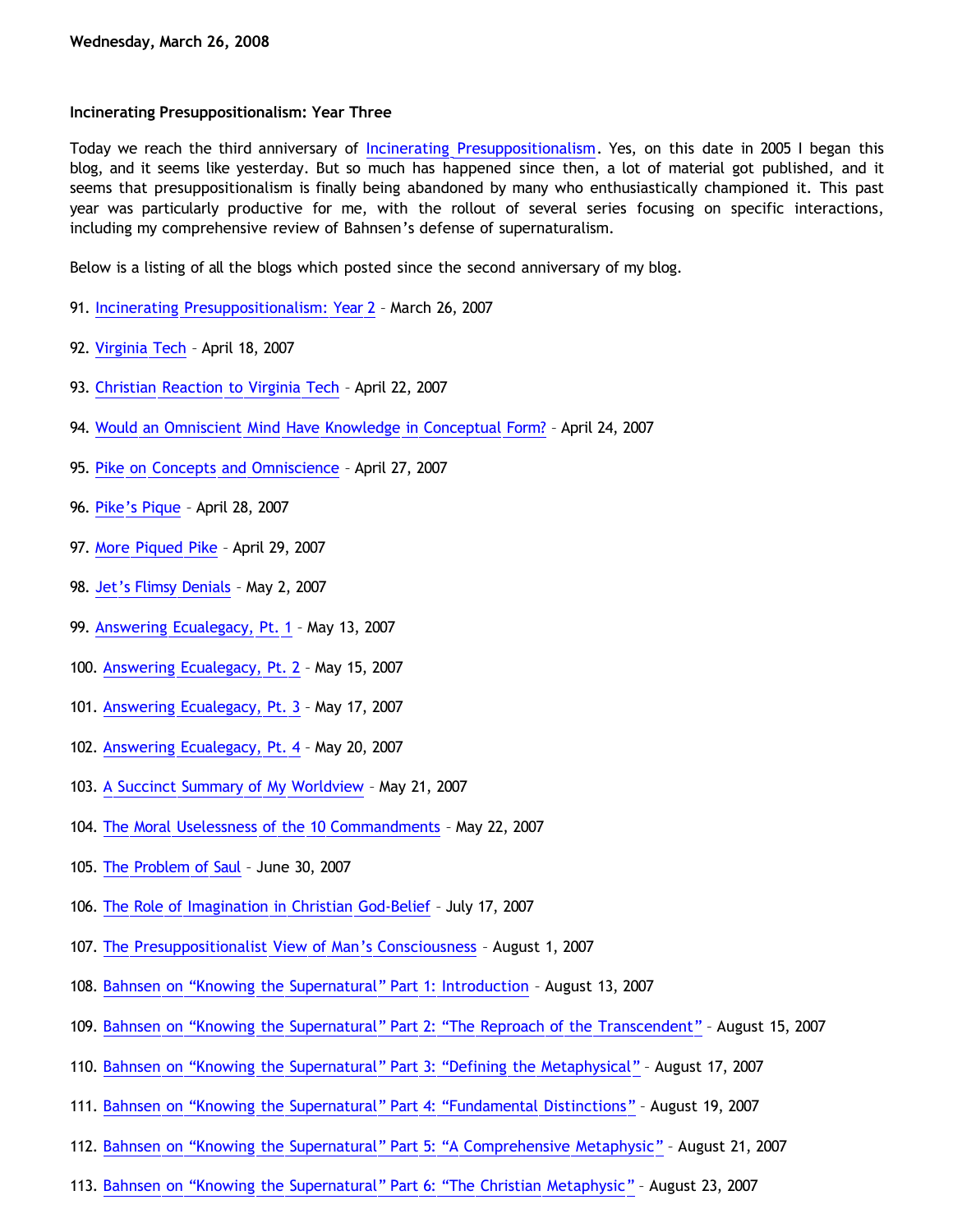**Wednesday, March 26, 2008**

**Incinerating Presuppositionalism: Year Three**

Today we reach the third anniversary of Incinerating Presuppositionalism. Yes, on this date in 2005 I began this blog, and it seems like yesterday. But so much has happened since then, a lot of material got published, and it seems that presuppositionalism is finally being abandoned by many who enthusiastically championed it. This past year was particularly productive for me, with the rollout of several series focusing on specific interactions, including my comprehensive review of Bahnsen's defense of supernaturalism.

Below is a listing of all the blogs which posted since the second anniversary of my blog.

91. Incinerating Presuppositionalism: Year 2 – March 26, 2007

92. Virginia Tech – April 18, 2007

93. Christian Reaction to Virginia Tech – April 22, 2007

94. Would an Omniscient Mind Have Knowledge in Conceptual Form? – April 24, 2007

95. Pike on Concepts and Omniscience – April 27, 2007

96. Pike's Pique – April 28, 2007

97. More Piqued Pike – April 29, 2007

98. Jet's Flimsy Denials – May 2, 2007

99. Answering Ecualegacy, Pt. 1 – May 13, 2007

100. Answering Ecualegacy, Pt. 2 – May 15, 2007

101. Answering Ecualegacy, Pt. 3 – May 17, 2007

102. Answering Ecualegacy, Pt. 4 – May 20, 2007

103. A Succinct Summary of My Worldview – May 21, 2007

104. The Moral Uselessness of the 10 Commandments – May 22, 2007

105. The Problem of Saul – June 30, 2007

106. The Role of Imagination in Christian God-Belief – July 17, 2007

107. The Presuppositionalist View of Man's Consciousness – August 1, 2007

108. Bahnsen on "Knowing the Supernatural" Part 1: Introduction – August 13, 2007

109. Bahnsen on "Knowing the Supernatural" Part 2: "The Reproach of the Transcendent" – August 15, 2007

110. Bahnsen on "Knowing the Supernatural" Part 3: "Defining the Metaphysical" – August 17, 2007

111. Bahnsen on "Knowing the Supernatural" Part 4: "Fundamental Distinctions" – August 19, 2007

112. Bahnsen on "Knowing the Supernatural" Part 5: "A Comprehensive Metaphysic" – August 21, 2007

113. Bahnsen on "Knowing the Supernatural" Part 6: "The Christian Metaphysic" – August 23, 2007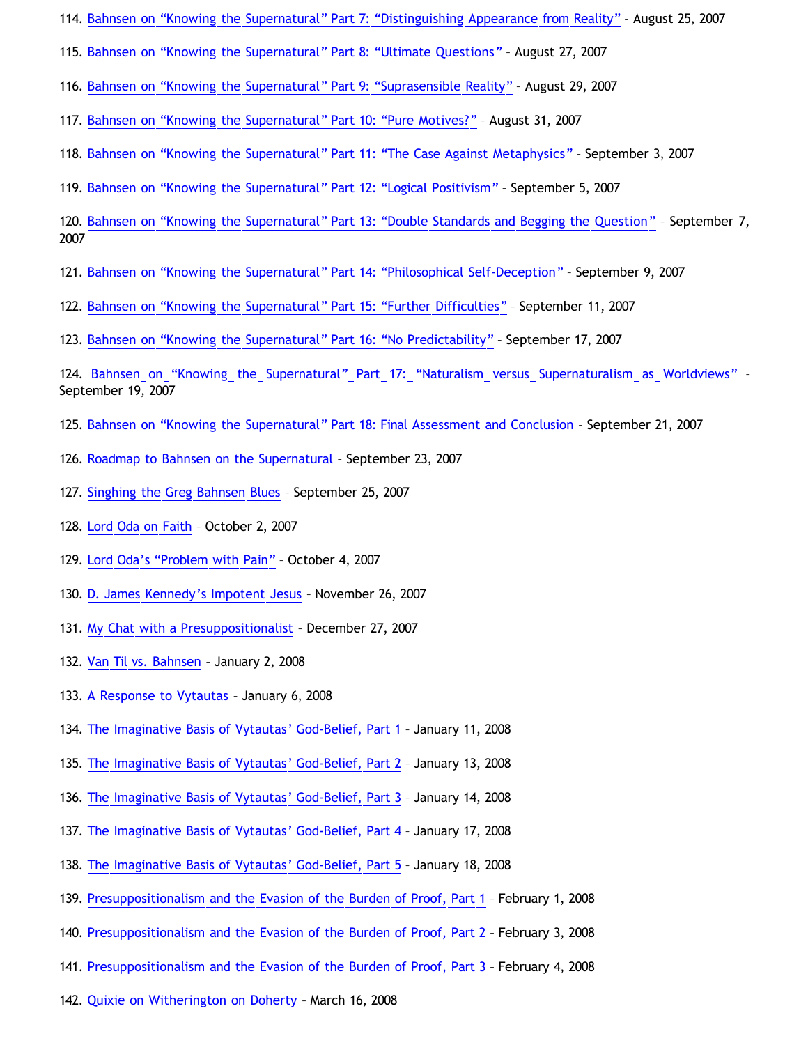114. Bahnsen on “Knowing the Supernatural” Part 7: “Distinguishing Appearance from Reality” – August 25, 2007

115. Bahnsen on “Knowing the Supernatural” Part 8: “Ultimate Questions” – August 27, 2007

116. Bahnsen on “Knowing the Supernatural” Part 9: “Suprasensible Reality” – August 29, 2007

117. Bahnsen on “Knowing the Supernatural” Part 10: “Pure Motives?” – August 31, 2007

118. Bahnsen on “Knowing the Supernatural” Part 11: “The Case Against Metaphysics” – September 3, 2007

119. Bahnsen on “Knowing the Supernatural” Part 12: “Logical Positivism” – September 5, 2007

120. Bahnsen on “Knowing the Supernatural” Part 13: “Double Standards and Begging the Question” – September 7, 2007

121. Bahnsen on “Knowing the Supernatural” Part 14: “Philosophical Self-Deception” – September 9, 2007

122. Bahnsen on “Knowing the Supernatural” Part 15: “Further Difficulties” – September 11, 2007

123. Bahnsen on “Knowing the Supernatural” Part 16: “No Predictability” – September 17, 2007

124. Bahnsen on “Knowing the Supernatural” Part 17: “Naturalism versus Supernaturalism as Worldviews” – September 19, 2007

125. Bahnsen on “Knowing the Supernatural” Part 18: Final Assessment and Conclusion – September 21, 2007

126. Roadmap to Bahnsen on the Supernatural – September 23, 2007

127. Singhing the Greg Bahnsen Blues – September 25, 2007

128. Lord Oda on Faith – October 2, 2007

129. Lord Oda’s “Problem with Pain” – October 4, 2007

130. D. James Kennedy’s Impotent Jesus – November 26, 2007

131. My Chat with a Presuppositionalist – December 27, 2007

132. Van Til vs. Bahnsen – January 2, 2008

133. A Response to Vytautas – January 6, 2008

134. The Imaginative Basis of Vytautas’ God-Belief, Part 1 – January 11, 2008

135. The Imaginative Basis of Vytautas’ God-Belief, Part 2 – January 13, 2008

136. The Imaginative Basis of Vytautas’ God-Belief, Part 3 – January 14, 2008

137. The Imaginative Basis of Vytautas’ God-Belief, Part 4 – January 17, 2008

138. The Imaginative Basis of Vytautas’ God-Belief, Part 5 – January 18, 2008

139. Presuppositionalism and the Evasion of the Burden of Proof, Part 1 – February 1, 2008

140. Presuppositionalism and the Evasion of the Burden of Proof, Part 2 – February 3, 2008

141. Presuppositionalism and the Evasion of the Burden of Proof, Part 3 – February 4, 2008

142. Quixie on Witherington on Doherty – March 16, 2008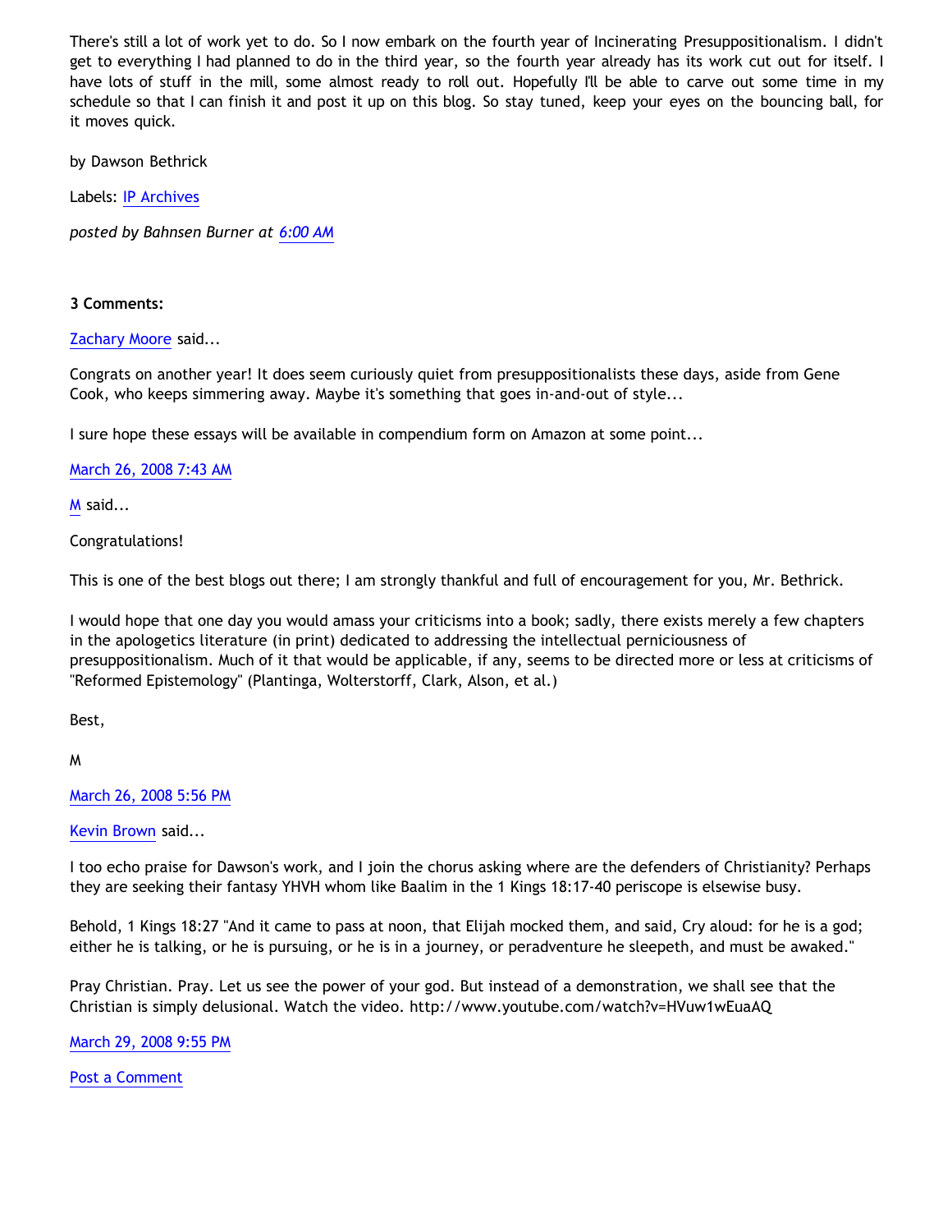There's still a lot of work yet to do. So I now embark on the fourth year of Incinerating Presuppositionalism. I didn't get to everything I had planned to do in the third year, so the fourth year already has its work cut out for itself. I have lots of stuff in the mill, some almost ready to roll out. Hopefully I'll be able to carve out some time in my schedule so that I can finish it and post it up on this blog. So stay tuned, keep your eyes on the bouncing ball, for it moves quick.

by Dawson Bethrick

Labels: IP Archives

*posted by Bahnsen Burner at 6:00 AM*

**3 Comments:**

Zachary Moore said...

Congrats on another year! It does seem curiously quiet from presuppositionalists these days, aside from Gene Cook, who keeps simmering away. Maybe it's something that goes in-and-out of style...

I sure hope these essays will be available in compendium form on Amazon at some point...

March 26, 2008 7:43 AM

M said...

Congratulations!

This is one of the best blogs out there; I am strongly thankful and full of encouragement for you, Mr. Bethrick.

I would hope that one day you would amass your criticisms into a book; sadly, there exists merely a few chapters in the apologetics literature (in print) dedicated to addressing the intellectual perniciousness of presuppositionalism. Much of it that would be applicable, if any, seems to be directed more or less at criticisms of "Reformed Epistemology" (Plantinga, Wolterstorff, Clark, Alson, et al.)

Best,

M

March 26, 2008 5:56 PM

Kevin Brown said...

I too echo praise for Dawson's work, and I join the chorus asking where are the defenders of Christianity? Perhaps they are seeking their fantasy YHVH whom like Baalim in the 1 Kings 18:17-40 periscope is elsewise busy.

Behold, 1 Kings 18:27 "And it came to pass at noon, that Elijah mocked them, and said, Cry aloud: for he is a god; either he is talking, or he is pursuing, or he is in a journey, or peradventure he sleepeth, and must be awaked."

Pray Christian. Pray. Let us see the power of your god. But instead of a demonstration, we shall see that the Christian is simply delusional. Watch the video. http://www.youtube.com/watch?v=HVuw1wEuaAQ

March 29, 2008 9:55 PM

Post a Comment